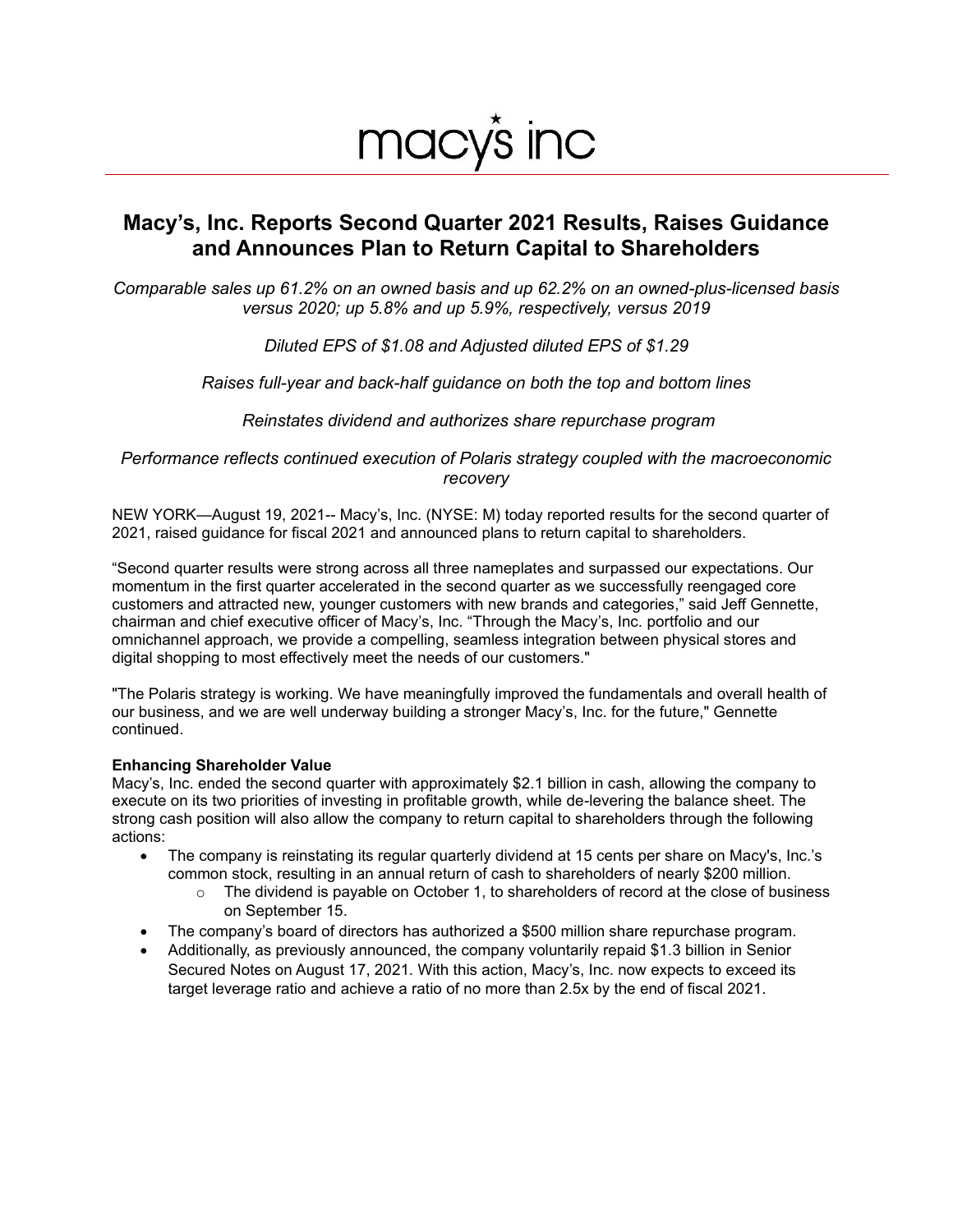macy's inc

# Macy's, Inc. Reports Second Quarter 2021 Results, Raises Guidance and Announces Plan to Return Capital to Shareholders

*Comparable sales up 61.2% on an owned basis and up 62.2% on an owned-plus-licensed basis versus 2020; up 5.8% and up 5.9%, respectively, versus 2019*

*Diluted EPS of $1.08 and Adjusted diluted EPS of $1.29*

*Raises full-year and back-half guidance on both the top and bottom lines*

*Reinstates dividend and authorizes share repurchase program*

*Performance reflects continued execution of Polaris strategy coupled with the macroeconomic recovery*

NEW YORK—August 19, 2021-- Macy's, Inc. (NYSE: M) today reported results for the second quarter of 2021, raised guidance for fiscal 2021 and announced plans to return capital to shareholders.

"Second quarter results were strong across all three nameplates and surpassed our expectations. Our momentum in the first quarter accelerated in the second quarter as we successfully reengaged core customers and attracted new, younger customers with new brands and categories," said Jeff Gennette, chairman and chief executive officer of Macy's, Inc. "Through the Macy's, Inc. portfolio and our omnichannel approach, we provide a compelling, seamless integration between physical stores and digital shopping to most effectively meet the needs of our customers."

"The Polaris strategy is working. We have meaningfully improved the fundamentals and overall health of our business, and we are well underway building a stronger Macy's, Inc. for the future," Gennette continued.

**Enhancing Shareholder Value**

Macy's, Inc. ended the second quarter with approximately $2.1 billion in cash, allowing the company to execute on its two priorities of investing in profitable growth, while de-levering the balance sheet. The strong cash position will also allow the company to return capital to shareholders through the following actions:

- The company is reinstating its regular quarterly dividend at 15 cents per share on Macy's, Inc.'s common stock, resulting in an annual return of cash to shareholders of nearly $200 million.
  - The dividend is payable on October 1, to shareholders of record at the close of business on September 15.
- The company's board of directors has authorized a $500 million share repurchase program.
- Additionally, as previously announced, the company voluntarily repaid $1.3 billion in Senior Secured Notes on August 17, 2021. With this action, Macy's, Inc. now expects to exceed its target leverage ratio and achieve a ratio of no more than 2.5x by the end of fiscal 2021.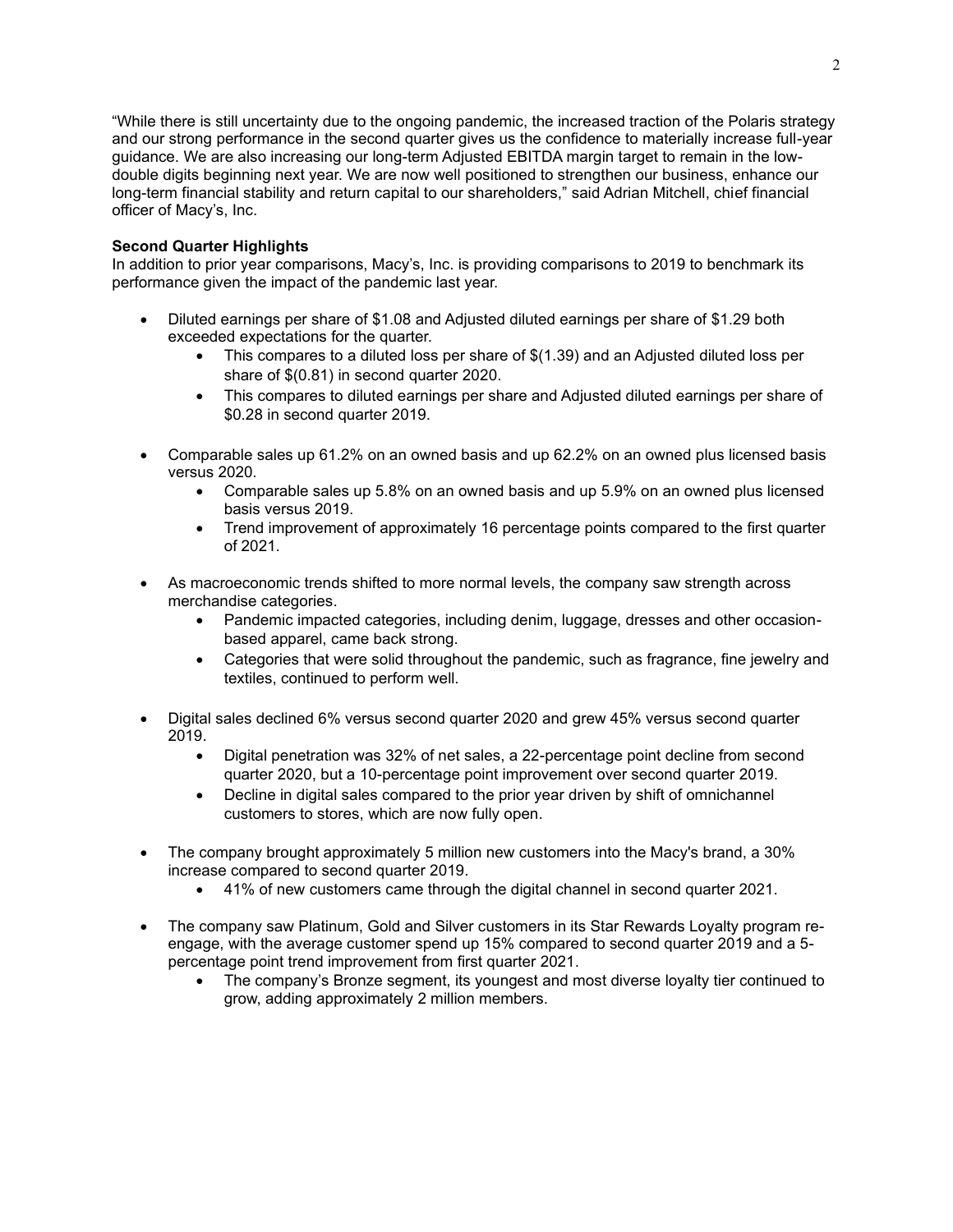"While there is still uncertainty due to the ongoing pandemic, the increased traction of the Polaris strategy and our strong performance in the second quarter gives us the confidence to materially increase full-year guidance. We are also increasing our long-term Adjusted EBITDA margin target to remain in the low-double digits beginning next year. We are now well positioned to strengthen our business, enhance our long-term financial stability and return capital to our shareholders," said Adrian Mitchell, chief financial officer of Macy's, Inc.

**Second Quarter Highlights**

In addition to prior year comparisons, Macy's, Inc. is providing comparisons to 2019 to benchmark its performance given the impact of the pandemic last year.

- Diluted earnings per share of $1.08 and Adjusted diluted earnings per share of $1.29 both exceeded expectations for the quarter.
    - This compares to a diluted loss per share of $(1.39) and an Adjusted diluted loss per share of $(0.81) in second quarter 2020.
    - This compares to diluted earnings per share and Adjusted diluted earnings per share of $0.28 in second quarter 2019.
- Comparable sales up 61.2% on an owned basis and up 62.2% on an owned plus licensed basis versus 2020.
    - Comparable sales up 5.8% on an owned basis and up 5.9% on an owned plus licensed basis versus 2019.
    - Trend improvement of approximately 16 percentage points compared to the first quarter of 2021.
- As macroeconomic trends shifted to more normal levels, the company saw strength across merchandise categories.
    - Pandemic impacted categories, including denim, luggage, dresses and other occasion-based apparel, came back strong.
    - Categories that were solid throughout the pandemic, such as fragrance, fine jewelry and textiles, continued to perform well.
- Digital sales declined 6% versus second quarter 2020 and grew 45% versus second quarter 2019.
    - Digital penetration was 32% of net sales, a 22-percentage point decline from second quarter 2020, but a 10-percentage point improvement over second quarter 2019.
    - Decline in digital sales compared to the prior year driven by shift of omnichannel customers to stores, which are now fully open.
- The company brought approximately 5 million new customers into the Macy's brand, a 30% increase compared to second quarter 2019.
    - 41% of new customers came through the digital channel in second quarter 2021.
- The company saw Platinum, Gold and Silver customers in its Star Rewards Loyalty program re-engage, with the average customer spend up 15% compared to second quarter 2019 and a 5-percentage point trend improvement from first quarter 2021.
    - The company's Bronze segment, its youngest and most diverse loyalty tier continued to grow, adding approximately 2 million members.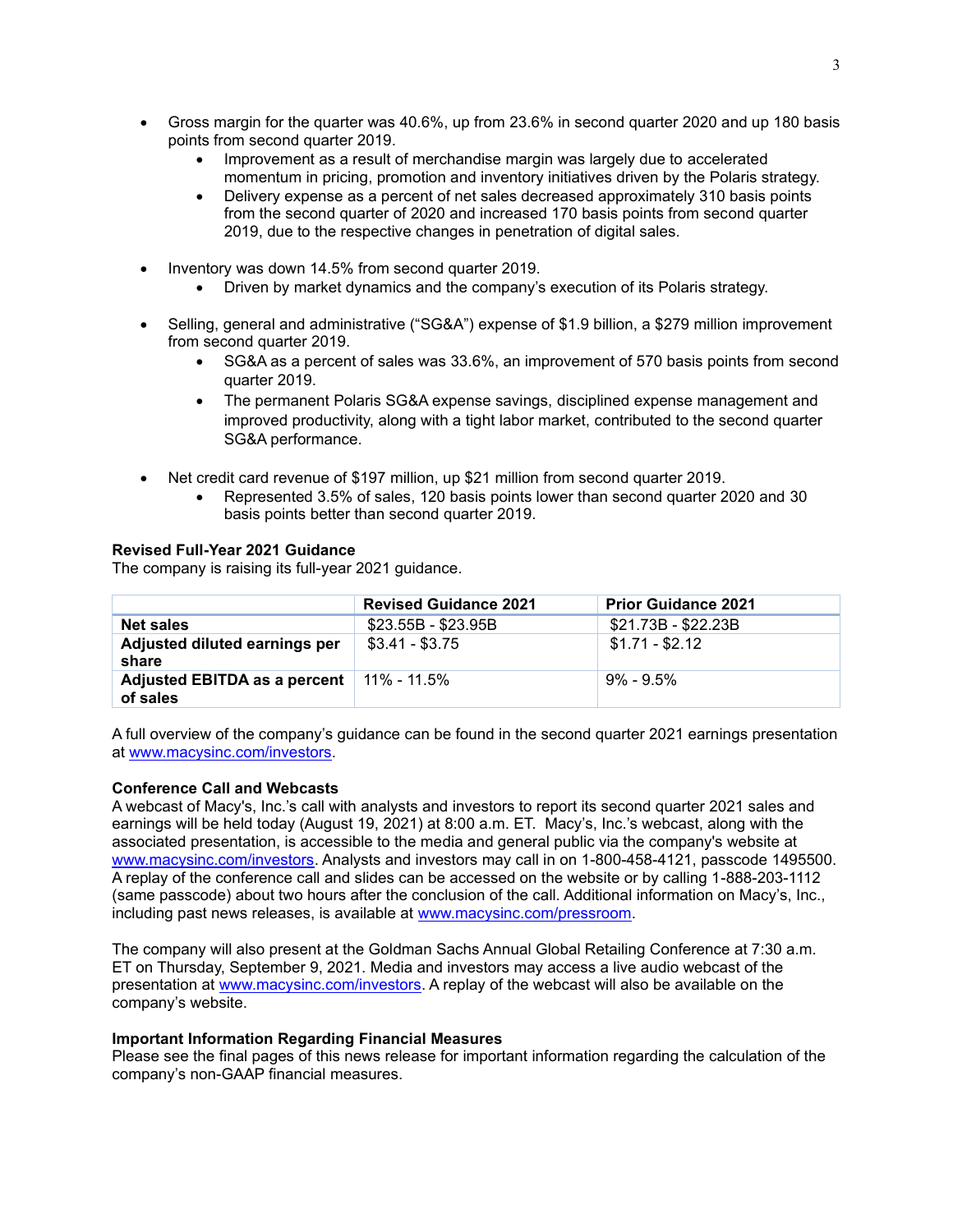- Gross margin for the quarter was 40.6%, up from 23.6% in second quarter 2020 and up 180 basis points from second quarter 2019.
  - Improvement as a result of merchandise margin was largely due to accelerated momentum in pricing, promotion and inventory initiatives driven by the Polaris strategy.
  - Delivery expense as a percent of net sales decreased approximately 310 basis points from the second quarter of 2020 and increased 170 basis points from second quarter 2019, due to the respective changes in penetration of digital sales.

- Inventory was down 14.5% from second quarter 2019.
  - Driven by market dynamics and the company's execution of its Polaris strategy.

- Selling, general and administrative ("SG&A") expense of $1.9 billion, a $279 million improvement from second quarter 2019.
  - SG&A as a percent of sales was 33.6%, an improvement of 570 basis points from second quarter 2019.
  - The permanent Polaris SG&A expense savings, disciplined expense management and improved productivity, along with a tight labor market, contributed to the second quarter SG&A performance.

- Net credit card revenue of $197 million, up $21 million from second quarter 2019.
  - Represented 3.5% of sales, 120 basis points lower than second quarter 2020 and 30 basis points better than second quarter 2019.

**Revised Full-Year 2021 Guidance**

The company is raising its full-year 2021 guidance.

| | Revised Guidance 2021 | Prior Guidance 2021 |
|---|---|---|
| **Net sales** | $23.55B - $23.95B | $21.73B - $22.23B |
| **Adjusted diluted earnings per share** | $3.41 - $3.75 | $1.71 - $2.12 |
| **Adjusted EBITDA as a percent of sales** | 11% - 11.5% | 9% - 9.5% |

A full overview of the company's guidance can be found in the second quarter 2021 earnings presentation at www.macysinc.com/investors.

**Conference Call and Webcasts**

A webcast of Macy's, Inc.'s call with analysts and investors to report its second quarter 2021 sales and earnings will be held today (August 19, 2021) at 8:00 a.m. ET. Macy's, Inc.'s webcast, along with the associated presentation, is accessible to the media and general public via the company's website at www.macysinc.com/investors. Analysts and investors may call in on 1-800-458-4121, passcode 1495500. A replay of the conference call and slides can be accessed on the website or by calling 1-888-203-1112 (same passcode) about two hours after the conclusion of the call. Additional information on Macy's, Inc., including past news releases, is available at www.macysinc.com/pressroom.

The company will also present at the Goldman Sachs Annual Global Retailing Conference at 7:30 a.m. ET on Thursday, September 9, 2021. Media and investors may access a live audio webcast of the presentation at www.macysinc.com/investors. A replay of the webcast will also be available on the company's website.

**Important Information Regarding Financial Measures**

Please see the final pages of this news release for important information regarding the calculation of the company's non-GAAP financial measures.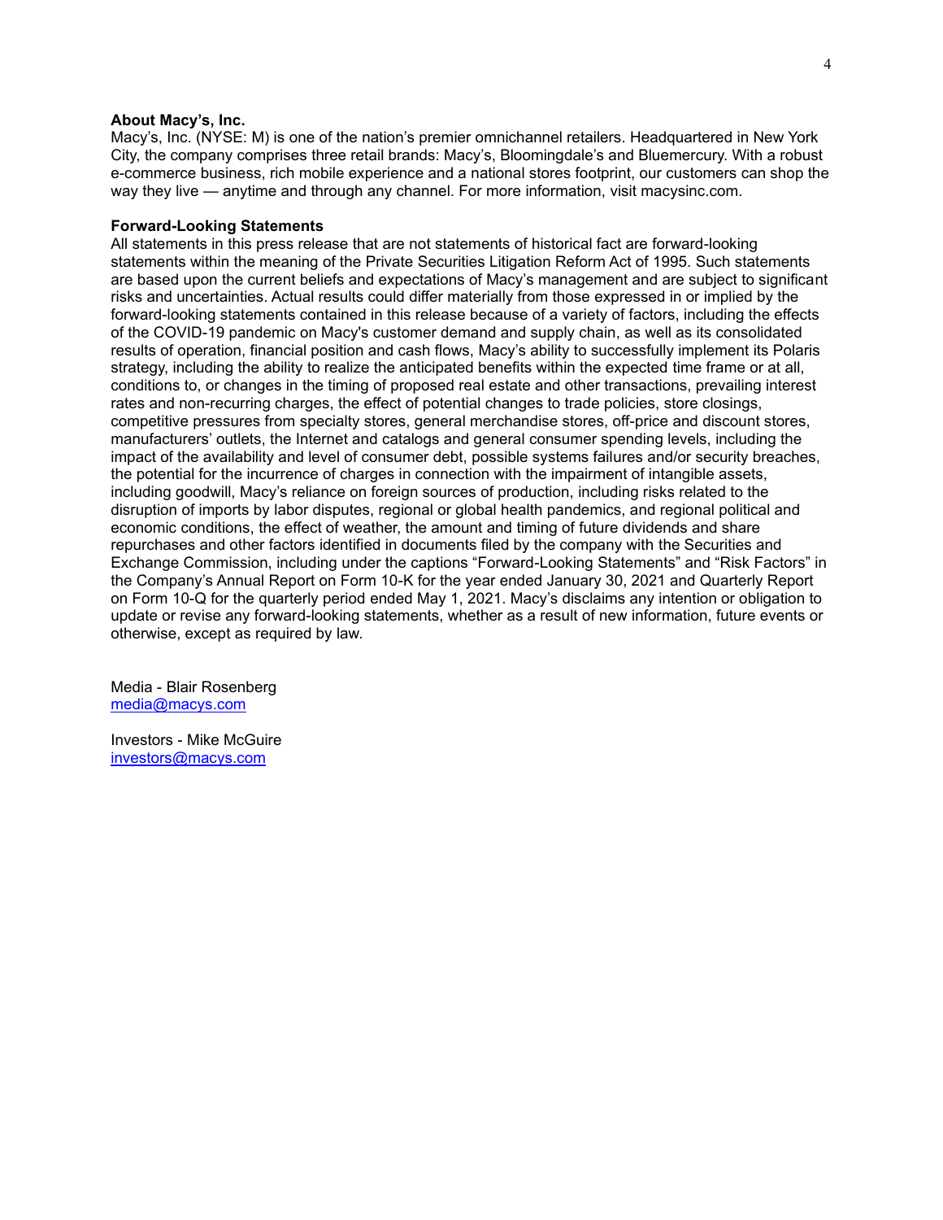**About Macy's, Inc.**
Macy's, Inc. (NYSE: M) is one of the nation's premier omnichannel retailers. Headquartered in New York City, the company comprises three retail brands: Macy's, Bloomingdale's and Bluemercury. With a robust e-commerce business, rich mobile experience and a national stores footprint, our customers can shop the way they live — anytime and through any channel. For more information, visit macysinc.com.

**Forward-Looking Statements**
All statements in this press release that are not statements of historical fact are forward-looking statements within the meaning of the Private Securities Litigation Reform Act of 1995. Such statements are based upon the current beliefs and expectations of Macy's management and are subject to significant risks and uncertainties. Actual results could differ materially from those expressed in or implied by the forward-looking statements contained in this release because of a variety of factors, including the effects of the COVID-19 pandemic on Macy's customer demand and supply chain, as well as its consolidated results of operation, financial position and cash flows, Macy's ability to successfully implement its Polaris strategy, including the ability to realize the anticipated benefits within the expected time frame or at all, conditions to, or changes in the timing of proposed real estate and other transactions, prevailing interest rates and non-recurring charges, the effect of potential changes to trade policies, store closings, competitive pressures from specialty stores, general merchandise stores, off-price and discount stores, manufacturers' outlets, the Internet and catalogs and general consumer spending levels, including the impact of the availability and level of consumer debt, possible systems failures and/or security breaches, the potential for the incurrence of charges in connection with the impairment of intangible assets, including goodwill, Macy's reliance on foreign sources of production, including risks related to the disruption of imports by labor disputes, regional or global health pandemics, and regional political and economic conditions, the effect of weather, the amount and timing of future dividends and share repurchases and other factors identified in documents filed by the company with the Securities and Exchange Commission, including under the captions "Forward-Looking Statements" and "Risk Factors" in the Company's Annual Report on Form 10-K for the year ended January 30, 2021 and Quarterly Report on Form 10-Q for the quarterly period ended May 1, 2021. Macy's disclaims any intention or obligation to update or revise any forward-looking statements, whether as a result of new information, future events or otherwise, except as required by law.

Media - Blair Rosenberg
media@macys.com

Investors - Mike McGuire
investors@macys.com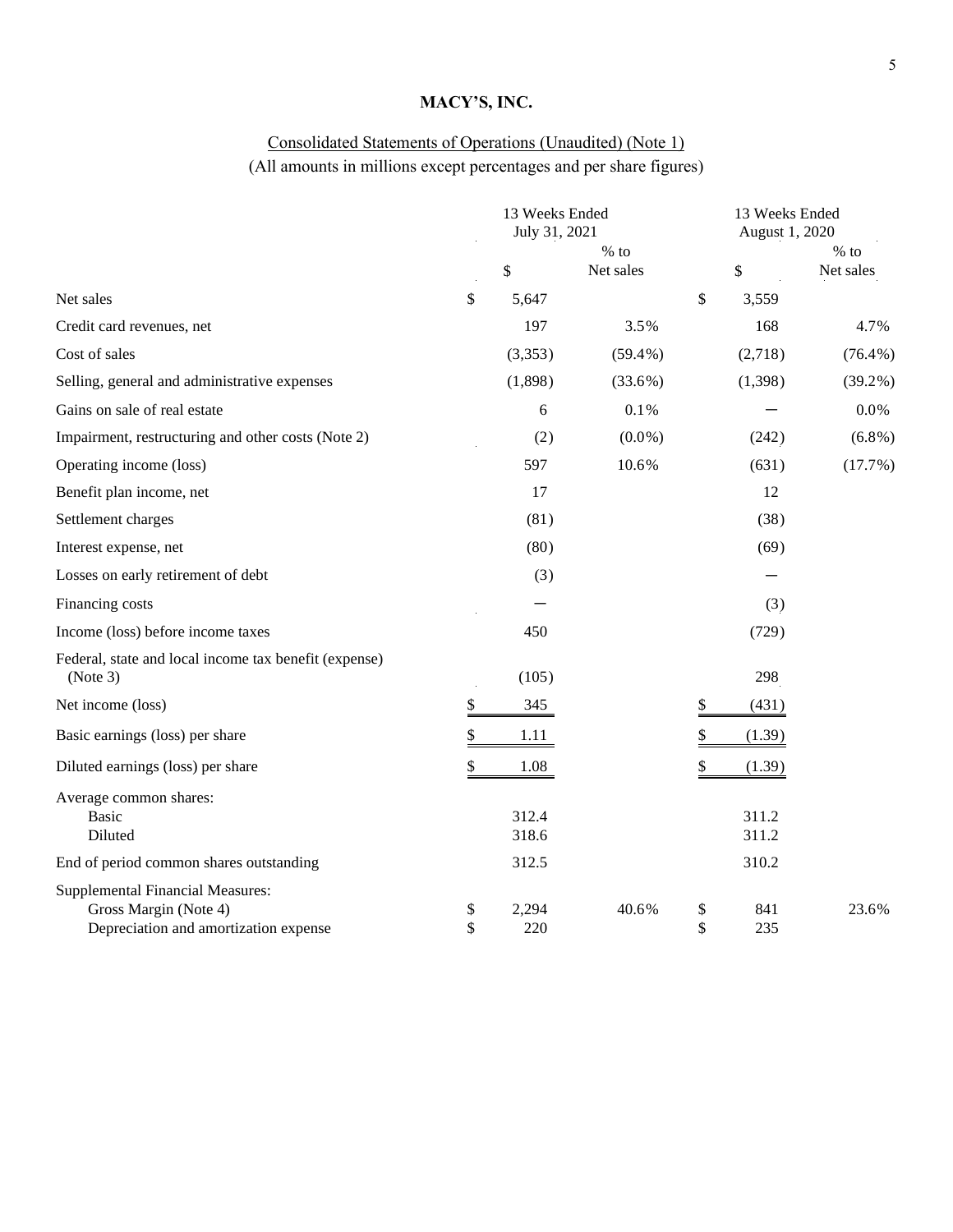# MACY'S, INC.

## Consolidated Statements of Operations (Unaudited) (Note 1)

(All amounts in millions except percentages and per share figures)

| | 13 Weeks Ended July 31, 2021 | | 13 Weeks Ended August 1, 2020 | |
|---|---|---|---|---|
| | $ | % to Net sales | $ | % to Net sales |
| Net sales | $ 5,647 | | $ 3,559 | |
| Credit card revenues, net | 197 | 3.5% | 168 | 4.7% |
| Cost of sales | (3,353) | (59.4%) | (2,718) | (76.4%) |
| Selling, general and administrative expenses | (1,898) | (33.6%) | (1,398) | (39.2%) |
| Gains on sale of real estate | 6 | 0.1% | — | 0.0% |
| Impairment, restructuring and other costs (Note 2) | (2) | (0.0%) | (242) | (6.8%) |
| Operating income (loss) | 597 | 10.6% | (631) | (17.7%) |
| Benefit plan income, net | 17 | | 12 | |
| Settlement charges | (81) | | (38) | |
| Interest expense, net | (80) | | (69) | |
| Losses on early retirement of debt | (3) | | — | |
| Financing costs | — | | (3) | |
| Income (loss) before income taxes | 450 | | (729) | |
| Federal, state and local income tax benefit (expense) (Note 3) | (105) | | 298 | |
| Net income (loss) | $ 345 | | $ (431) | |
| Basic earnings (loss) per share | $ 1.11 | | $ (1.39) | |
| Diluted earnings (loss) per share | $ 1.08 | | $ (1.39) | |
| Average common shares: | | | | |
| Basic | 312.4 | | 311.2 | |
| Diluted | 318.6 | | 311.2 | |
| End of period common shares outstanding | 312.5 | | 310.2 | |
| Supplemental Financial Measures: | | | | |
| Gross Margin (Note 4) | $ 2,294 | 40.6% | $ 841 | 23.6% |
| Depreciation and amortization expense | $ 220 | | $ 235 | |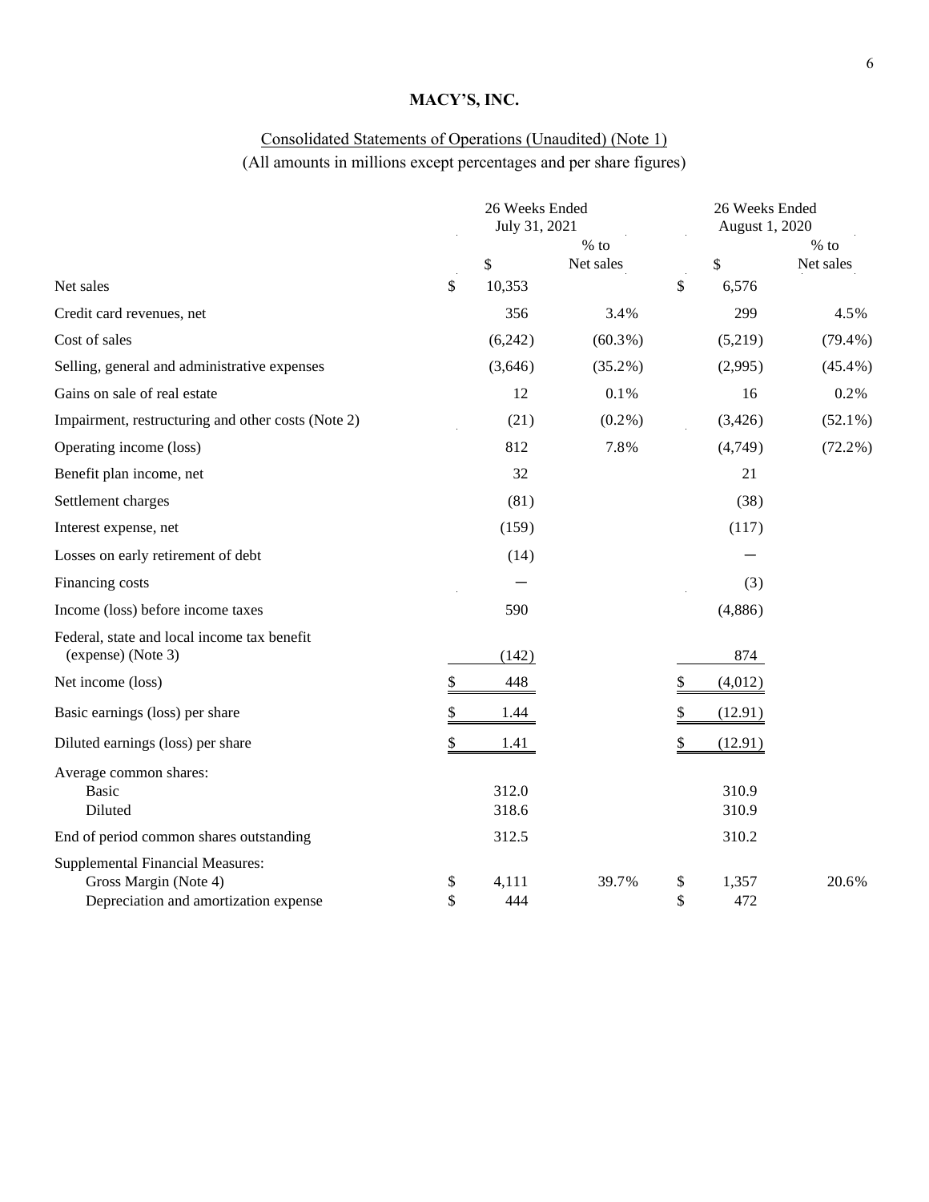# MACY'S, INC.

Consolidated Statements of Operations (Unaudited) (Note 1)
(All amounts in millions except percentages and per share figures)

| | 26 Weeks Ended July 31, 2021 | | 26 Weeks Ended August 1, 2020 | |
|---|---|---|---|---|
| | $ | % to Net sales | $ | % to Net sales |
| Net sales | $ 10,353 | | $ 6,576 | |
| Credit card revenues, net | 356 | 3.4% | 299 | 4.5% |
| Cost of sales | (6,242) | (60.3%) | (5,219) | (79.4%) |
| Selling, general and administrative expenses | (3,646) | (35.2%) | (2,995) | (45.4%) |
| Gains on sale of real estate | 12 | 0.1% | 16 | 0.2% |
| Impairment, restructuring and other costs (Note 2) | (21) | (0.2%) | (3,426) | (52.1%) |
| Operating income (loss) | 812 | 7.8% | (4,749) | (72.2%) |
| Benefit plan income, net | 32 | | 21 | |
| Settlement charges | (81) | | (38) | |
| Interest expense, net | (159) | | (117) | |
| Losses on early retirement of debt | (14) | | — | |
| Financing costs | — | | (3) | |
| Income (loss) before income taxes | 590 | | (4,886) | |
| Federal, state and local income tax benefit (expense) (Note 3) | (142) | | 874 | |
| Net income (loss) | $ 448 | | $ (4,012) | |
| Basic earnings (loss) per share | $ 1.44 | | $ (12.91) | |
| Diluted earnings (loss) per share | $ 1.41 | | $ (12.91) | |
| Average common shares: | | | | |
| Basic | 312.0 | | 310.9 | |
| Diluted | 318.6 | | 310.9 | |
| End of period common shares outstanding | 312.5 | | 310.2 | |
| Supplemental Financial Measures: | | | | |
| Gross Margin (Note 4) | $ 4,111 | 39.7% | $ 1,357 | 20.6% |
| Depreciation and amortization expense | $ 444 | | $ 472 | |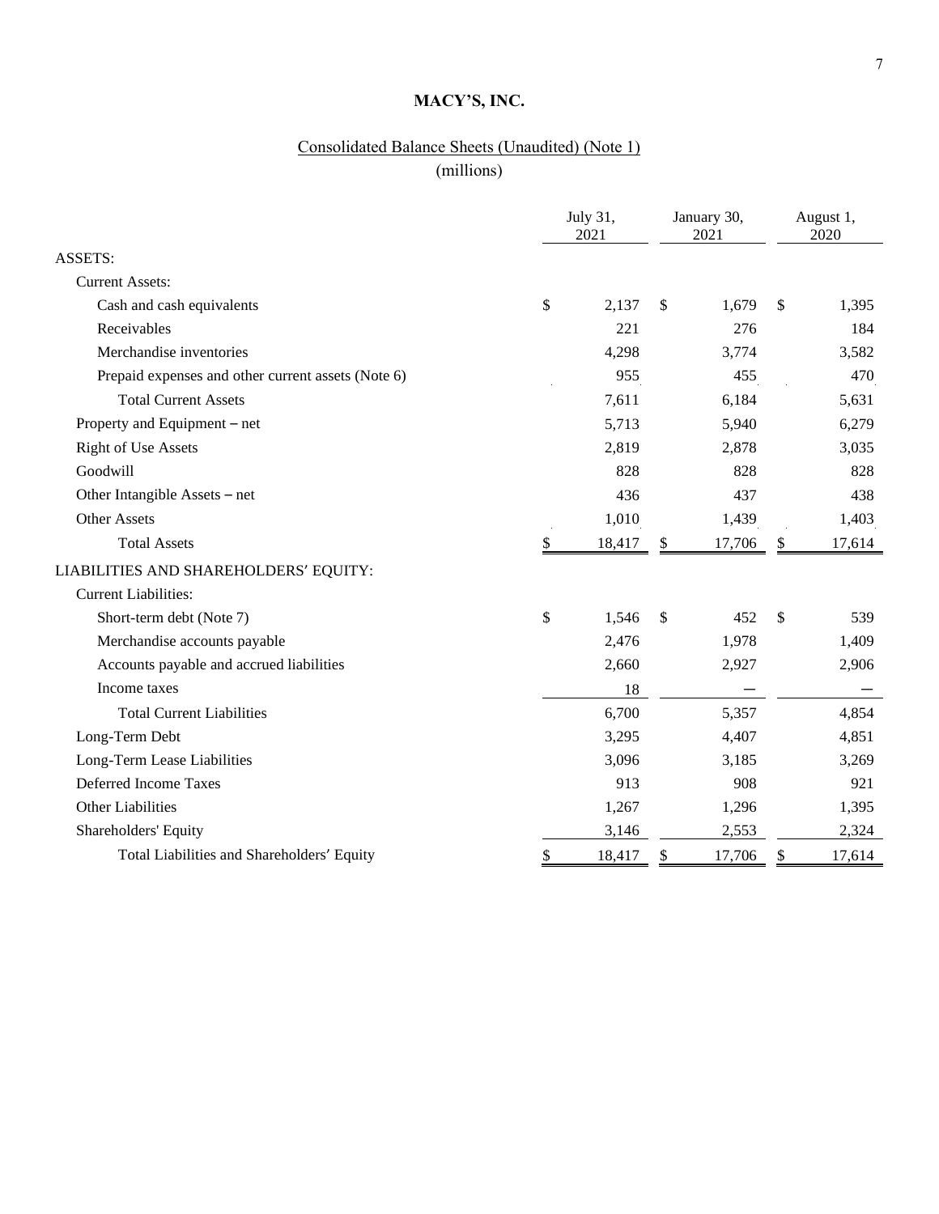# MACY'S, INC.

## Consolidated Balance Sheets (Unaudited) (Note 1)

(millions)

| | July 31, 2021 | January 30, 2021 | August 1, 2020 |
|---|---|---|---|
| ASSETS: | | | |
| Current Assets: | | | |
| Cash and cash equivalents | $ 2,137 | $ 1,679 | $ 1,395 |
| Receivables | 221 | 276 | 184 |
| Merchandise inventories | 4,298 | 3,774 | 3,582 |
| Prepaid expenses and other current assets (Note 6) | 955 | 455 | 470 |
| Total Current Assets | 7,611 | 6,184 | 5,631 |
| Property and Equipment – net | 5,713 | 5,940 | 6,279 |
| Right of Use Assets | 2,819 | 2,878 | 3,035 |
| Goodwill | 828 | 828 | 828 |
| Other Intangible Assets – net | 436 | 437 | 438 |
| Other Assets | 1,010 | 1,439 | 1,403 |
| Total Assets | $ 18,417 | $ 17,706 | $ 17,614 |
| LIABILITIES AND SHAREHOLDERS' EQUITY: | | | |
| Current Liabilities: | | | |
| Short-term debt (Note 7) | $ 1,546 | $ 452 | $ 539 |
| Merchandise accounts payable | 2,476 | 1,978 | 1,409 |
| Accounts payable and accrued liabilities | 2,660 | 2,927 | 2,906 |
| Income taxes | 18 | — | — |
| Total Current Liabilities | 6,700 | 5,357 | 4,854 |
| Long-Term Debt | 3,295 | 4,407 | 4,851 |
| Long-Term Lease Liabilities | 3,096 | 3,185 | 3,269 |
| Deferred Income Taxes | 913 | 908 | 921 |
| Other Liabilities | 1,267 | 1,296 | 1,395 |
| Shareholders' Equity | 3,146 | 2,553 | 2,324 |
| Total Liabilities and Shareholders' Equity | $ 18,417 | $ 17,706 | $ 17,614 |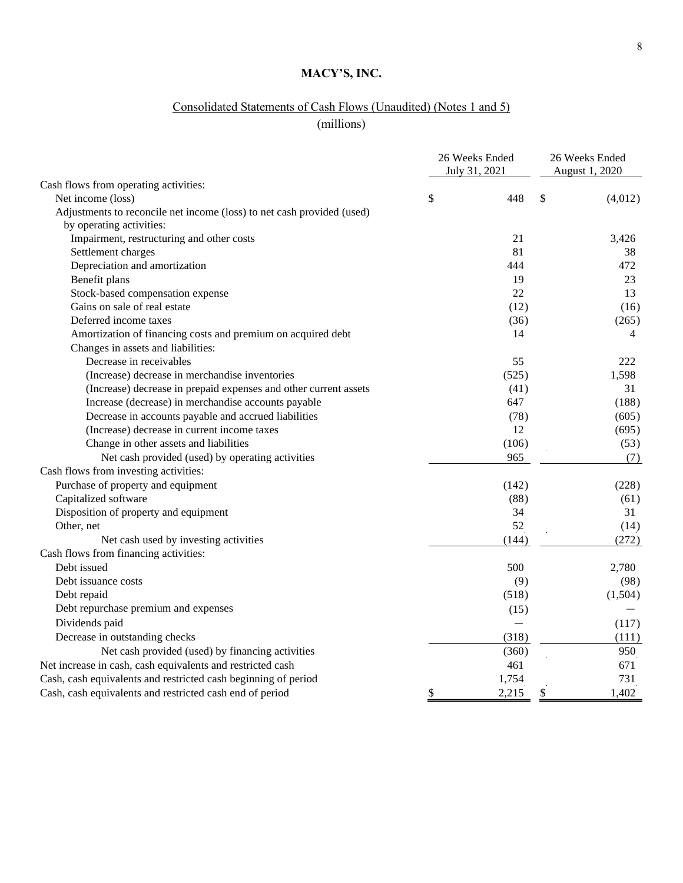# MACY'S, INC.

## Consolidated Statements of Cash Flows (Unaudited) (Notes 1 and 5)

(millions)

| | 26 Weeks Ended July 31, 2021 | 26 Weeks Ended August 1, 2020 |
|---|---|---|
| Cash flows from operating activities: | | |
| Net income (loss) | $ 448 | $ (4,012) |
| Adjustments to reconcile net income (loss) to net cash provided (used) by operating activities: | | |
| Impairment, restructuring and other costs | 21 | 3,426 |
| Settlement charges | 81 | 38 |
| Depreciation and amortization | 444 | 472 |
| Benefit plans | 19 | 23 |
| Stock-based compensation expense | 22 | 13 |
| Gains on sale of real estate | (12) | (16) |
| Deferred income taxes | (36) | (265) |
| Amortization of financing costs and premium on acquired debt | 14 | 4 |
| Changes in assets and liabilities: | | |
| Decrease in receivables | 55 | 222 |
| (Increase) decrease in merchandise inventories | (525) | 1,598 |
| (Increase) decrease in prepaid expenses and other current assets | (41) | 31 |
| Increase (decrease) in merchandise accounts payable | 647 | (188) |
| Decrease in accounts payable and accrued liabilities | (78) | (605) |
| (Increase) decrease in current income taxes | 12 | (695) |
| Change in other assets and liabilities | (106) | (53) |
| Net cash provided (used) by operating activities | 965 | (7) |
| Cash flows from investing activities: | | |
| Purchase of property and equipment | (142) | (228) |
| Capitalized software | (88) | (61) |
| Disposition of property and equipment | 34 | 31 |
| Other, net | 52 | (14) |
| Net cash used by investing activities | (144) | (272) |
| Cash flows from financing activities: | | |
| Debt issued | 500 | 2,780 |
| Debt issuance costs | (9) | (98) |
| Debt repaid | (518) | (1,504) |
| Debt repurchase premium and expenses | (15) | — |
| Dividends paid | — | (117) |
| Decrease in outstanding checks | (318) | (111) |
| Net cash provided (used) by financing activities | (360) | 950 |
| Net increase in cash, cash equivalents and restricted cash | 461 | 671 |
| Cash, cash equivalents and restricted cash beginning of period | 1,754 | 731 |
| Cash, cash equivalents and restricted cash end of period | $ 2,215 | $ 1,402 |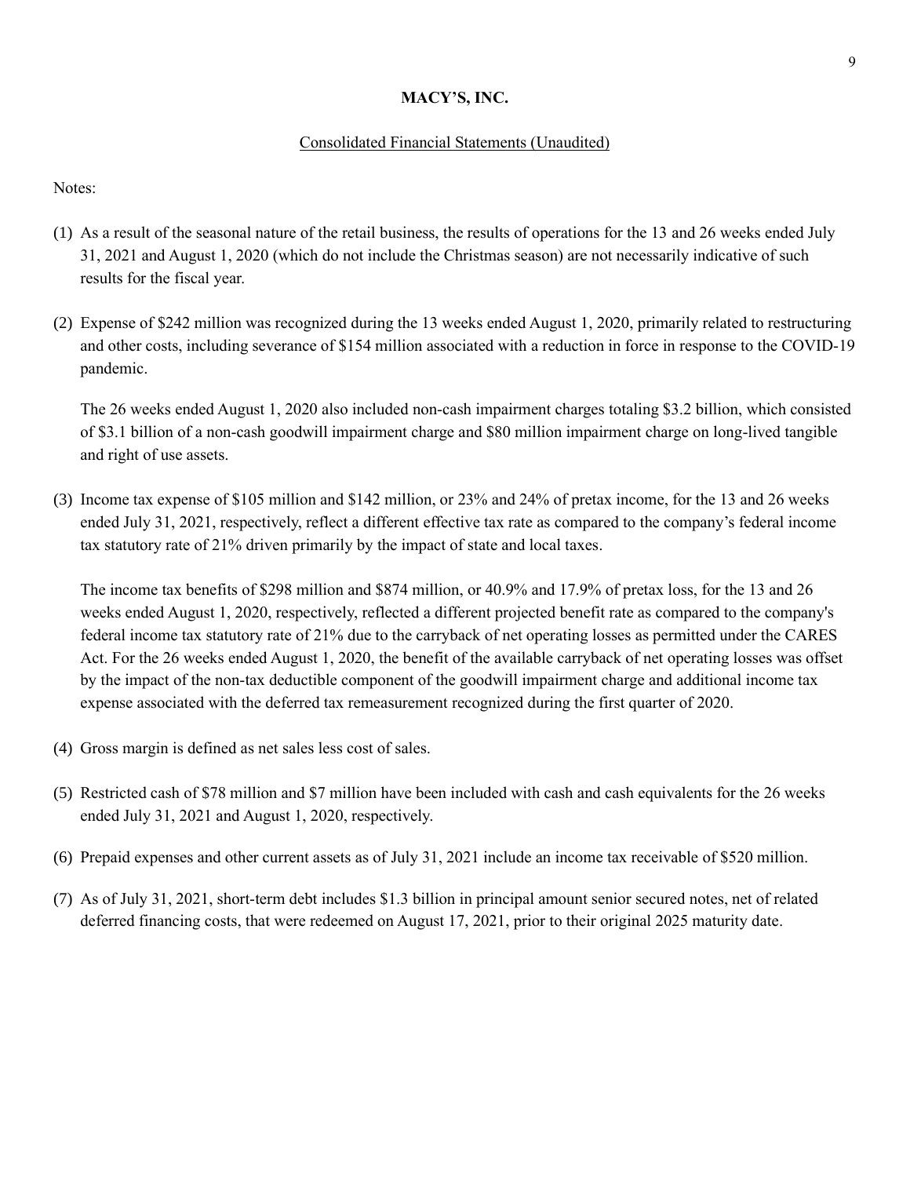**MACY'S, INC.**

Consolidated Financial Statements (Unaudited)

Notes:

(1) As a result of the seasonal nature of the retail business, the results of operations for the 13 and 26 weeks ended July 31, 2021 and August 1, 2020 (which do not include the Christmas season) are not necessarily indicative of such results for the fiscal year.

(2) Expense of $242 million was recognized during the 13 weeks ended August 1, 2020, primarily related to restructuring and other costs, including severance of $154 million associated with a reduction in force in response to the COVID-19 pandemic.

    The 26 weeks ended August 1, 2020 also included non-cash impairment charges totaling $3.2 billion, which consisted of $3.1 billion of a non-cash goodwill impairment charge and $80 million impairment charge on long-lived tangible and right of use assets.

(3) Income tax expense of $105 million and $142 million, or 23% and 24% of pretax income, for the 13 and 26 weeks ended July 31, 2021, respectively, reflect a different effective tax rate as compared to the company's federal income tax statutory rate of 21% driven primarily by the impact of state and local taxes.

    The income tax benefits of $298 million and $874 million, or 40.9% and 17.9% of pretax loss, for the 13 and 26 weeks ended August 1, 2020, respectively, reflected a different projected benefit rate as compared to the company's federal income tax statutory rate of 21% due to the carryback of net operating losses as permitted under the CARES Act. For the 26 weeks ended August 1, 2020, the benefit of the available carryback of net operating losses was offset by the impact of the non-tax deductible component of the goodwill impairment charge and additional income tax expense associated with the deferred tax remeasurement recognized during the first quarter of 2020.

(4) Gross margin is defined as net sales less cost of sales.

(5) Restricted cash of $78 million and $7 million have been included with cash and cash equivalents for the 26 weeks ended July 31, 2021 and August 1, 2020, respectively.

(6) Prepaid expenses and other current assets as of July 31, 2021 include an income tax receivable of $520 million.

(7) As of July 31, 2021, short-term debt includes $1.3 billion in principal amount senior secured notes, net of related deferred financing costs, that were redeemed on August 17, 2021, prior to their original 2025 maturity date.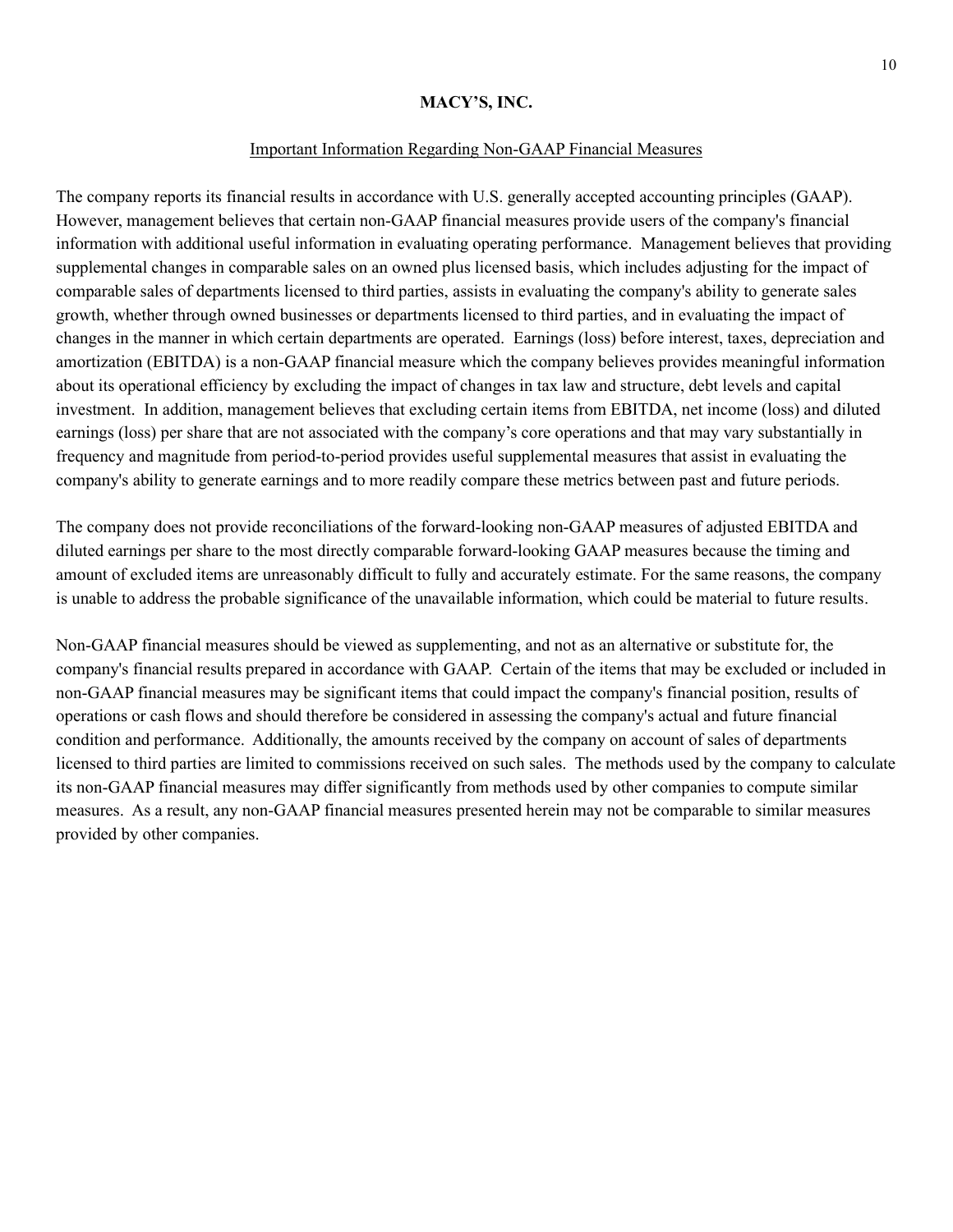**MACY'S, INC.**

Important Information Regarding Non-GAAP Financial Measures

The company reports its financial results in accordance with U.S. generally accepted accounting principles (GAAP). However, management believes that certain non-GAAP financial measures provide users of the company's financial information with additional useful information in evaluating operating performance. Management believes that providing supplemental changes in comparable sales on an owned plus licensed basis, which includes adjusting for the impact of comparable sales of departments licensed to third parties, assists in evaluating the company's ability to generate sales growth, whether through owned businesses or departments licensed to third parties, and in evaluating the impact of changes in the manner in which certain departments are operated. Earnings (loss) before interest, taxes, depreciation and amortization (EBITDA) is a non-GAAP financial measure which the company believes provides meaningful information about its operational efficiency by excluding the impact of changes in tax law and structure, debt levels and capital investment. In addition, management believes that excluding certain items from EBITDA, net income (loss) and diluted earnings (loss) per share that are not associated with the company's core operations and that may vary substantially in frequency and magnitude from period-to-period provides useful supplemental measures that assist in evaluating the company's ability to generate earnings and to more readily compare these metrics between past and future periods.

The company does not provide reconciliations of the forward-looking non-GAAP measures of adjusted EBITDA and diluted earnings per share to the most directly comparable forward-looking GAAP measures because the timing and amount of excluded items are unreasonably difficult to fully and accurately estimate. For the same reasons, the company is unable to address the probable significance of the unavailable information, which could be material to future results.

Non-GAAP financial measures should be viewed as supplementing, and not as an alternative or substitute for, the company's financial results prepared in accordance with GAAP. Certain of the items that may be excluded or included in non-GAAP financial measures may be significant items that could impact the company's financial position, results of operations or cash flows and should therefore be considered in assessing the company's actual and future financial condition and performance. Additionally, the amounts received by the company on account of sales of departments licensed to third parties are limited to commissions received on such sales. The methods used by the company to calculate its non-GAAP financial measures may differ significantly from methods used by other companies to compute similar measures. As a result, any non-GAAP financial measures presented herein may not be comparable to similar measures provided by other companies.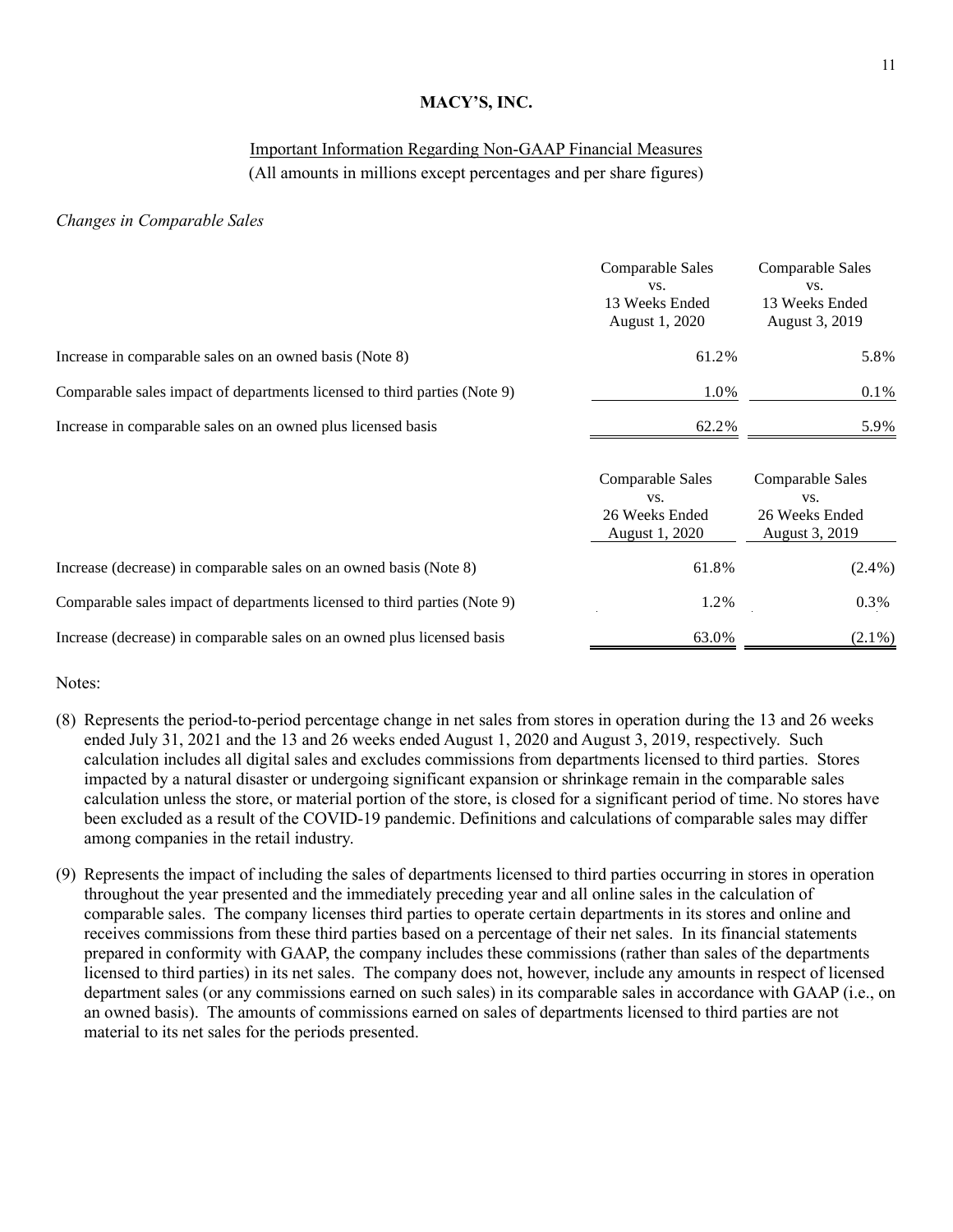# MACY'S, INC.

## Important Information Regarding Non-GAAP Financial Measures

(All amounts in millions except percentages and per share figures)

*Changes in Comparable Sales*

| | Comparable Sales vs. 13 Weeks Ended August 1, 2020 | Comparable Sales vs. 13 Weeks Ended August 3, 2019 |
|---|---|---|
| Increase in comparable sales on an owned basis (Note 8) | 61.2% | 5.8% |
| Comparable sales impact of departments licensed to third parties (Note 9) | 1.0% | 0.1% |
| Increase in comparable sales on an owned plus licensed basis | 62.2% | 5.9% |

| | Comparable Sales vs. 26 Weeks Ended August 1, 2020 | Comparable Sales vs. 26 Weeks Ended August 3, 2019 |
|---|---|---|
| Increase (decrease) in comparable sales on an owned basis (Note 8) | 61.8% | (2.4%) |
| Comparable sales impact of departments licensed to third parties (Note 9) | 1.2% | 0.3% |
| Increase (decrease) in comparable sales on an owned plus licensed basis | 63.0% | (2.1%) |

Notes:

(8) Represents the period-to-period percentage change in net sales from stores in operation during the 13 and 26 weeks ended July 31, 2021 and the 13 and 26 weeks ended August 1, 2020 and August 3, 2019, respectively. Such calculation includes all digital sales and excludes commissions from departments licensed to third parties. Stores impacted by a natural disaster or undergoing significant expansion or shrinkage remain in the comparable sales calculation unless the store, or material portion of the store, is closed for a significant period of time. No stores have been excluded as a result of the COVID-19 pandemic. Definitions and calculations of comparable sales may differ among companies in the retail industry.

(9) Represents the impact of including the sales of departments licensed to third parties occurring in stores in operation throughout the year presented and the immediately preceding year and all online sales in the calculation of comparable sales. The company licenses third parties to operate certain departments in its stores and online and receives commissions from these third parties based on a percentage of their net sales. In its financial statements prepared in conformity with GAAP, the company includes these commissions (rather than sales of the departments licensed to third parties) in its net sales. The company does not, however, include any amounts in respect of licensed department sales (or any commissions earned on such sales) in its comparable sales in accordance with GAAP (i.e., on an owned basis). The amounts of commissions earned on sales of departments licensed to third parties are not material to its net sales for the periods presented.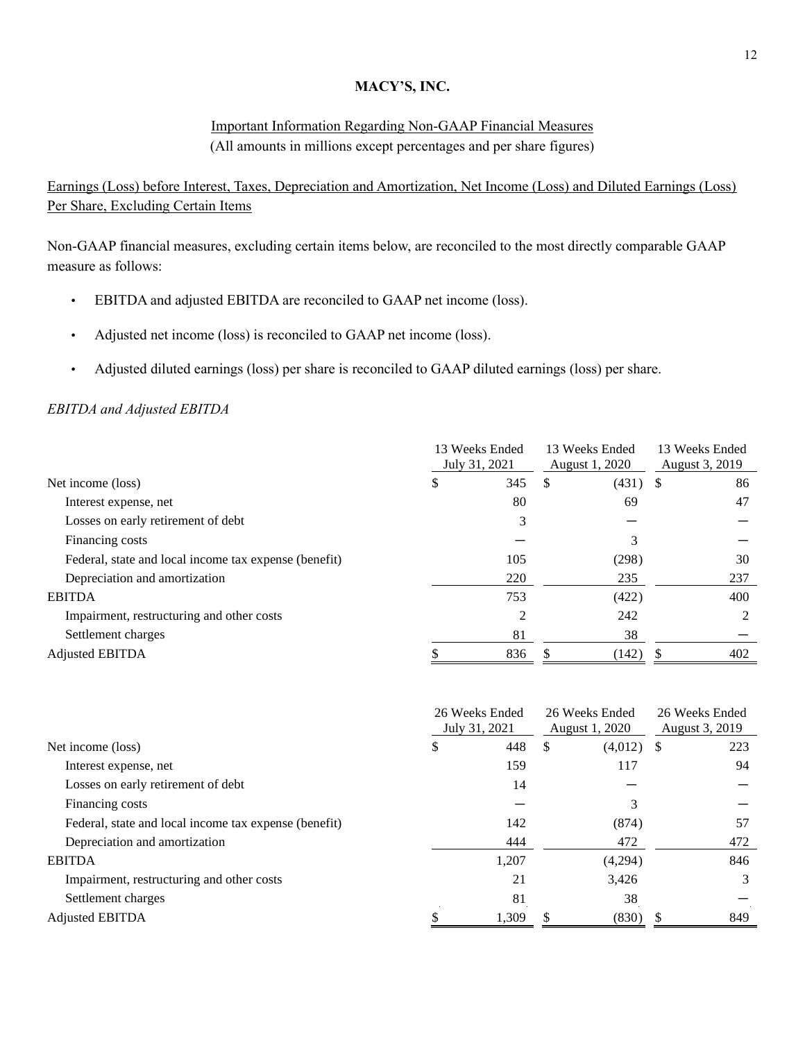**MACY'S, INC.**

Important Information Regarding Non-GAAP Financial Measures
(All amounts in millions except percentages and per share figures)

Earnings (Loss) before Interest, Taxes, Depreciation and Amortization, Net Income (Loss) and Diluted Earnings (Loss) Per Share, Excluding Certain Items

Non-GAAP financial measures, excluding certain items below, are reconciled to the most directly comparable GAAP measure as follows:

- EBITDA and adjusted EBITDA are reconciled to GAAP net income (loss).
- Adjusted net income (loss) is reconciled to GAAP net income (loss).
- Adjusted diluted earnings (loss) per share is reconciled to GAAP diluted earnings (loss) per share.

*EBITDA and Adjusted EBITDA*

| | 13 Weeks Ended July 31, 2021 | 13 Weeks Ended August 1, 2020 | 13 Weeks Ended August 3, 2019 |
|---|---|---|---|
| Net income (loss) | $ 345 | $ (431) | $ 86 |
| Interest expense, net | 80 | 69 | 47 |
| Losses on early retirement of debt | 3 | — | — |
| Financing costs | — | 3 | — |
| Federal, state and local income tax expense (benefit) | 105 | (298) | 30 |
| Depreciation and amortization | 220 | 235 | 237 |
| EBITDA | 753 | (422) | 400 |
| Impairment, restructuring and other costs | 2 | 242 | 2 |
| Settlement charges | 81 | 38 | — |
| Adjusted EBITDA | $ 836 | $ (142) | $ 402 |

| | 26 Weeks Ended July 31, 2021 | 26 Weeks Ended August 1, 2020 | 26 Weeks Ended August 3, 2019 |
|---|---|---|---|
| Net income (loss) | $ 448 | $ (4,012) | $ 223 |
| Interest expense, net | 159 | 117 | 94 |
| Losses on early retirement of debt | 14 | — | — |
| Financing costs | — | 3 | — |
| Federal, state and local income tax expense (benefit) | 142 | (874) | 57 |
| Depreciation and amortization | 444 | 472 | 472 |
| EBITDA | 1,207 | (4,294) | 846 |
| Impairment, restructuring and other costs | 21 | 3,426 | 3 |
| Settlement charges | 81 | 38 | — |
| Adjusted EBITDA | $ 1,309 | $ (830) | $ 849 |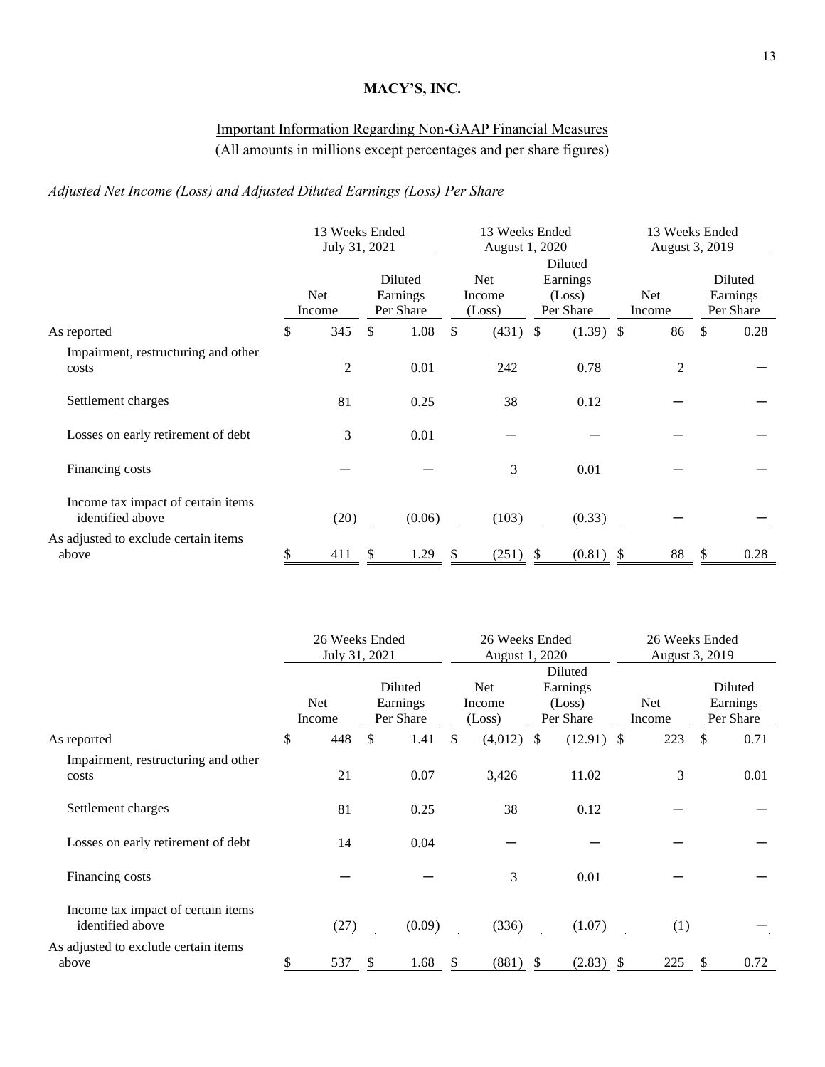**MACY'S, INC.**

Important Information Regarding Non-GAAP Financial Measures

(All amounts in millions except percentages and per share figures)

*Adjusted Net Income (Loss) and Adjusted Diluted Earnings (Loss) Per Share*

| | 13 Weeks Ended July 31, 2021 | | 13 Weeks Ended August 1, 2020 | | 13 Weeks Ended August 3, 2019 | |
|---|---|---|---|---|---|---|
| | Net Income | Diluted Earnings Per Share | Net Income (Loss) | Diluted Earnings (Loss) Per Share | Net Income | Diluted Earnings Per Share |
| As reported | $ 345 | $ 1.08 | $ (431) | $ (1.39) | $ 86 | $ 0.28 |
| Impairment, restructuring and other costs | 2 | 0.01 | 242 | 0.78 | 2 | — |
| Settlement charges | 81 | 0.25 | 38 | 0.12 | — | — |
| Losses on early retirement of debt | 3 | 0.01 | — | — | — | — |
| Financing costs | — | — | 3 | 0.01 | — | — |
| Income tax impact of certain items identified above | (20) | (0.06) | (103) | (0.33) | — | — |
| As adjusted to exclude certain items above | $ 411 | $ 1.29 | $ (251) | $ (0.81) | $ 88 | $ 0.28 |

| | 26 Weeks Ended July 31, 2021 | | 26 Weeks Ended August 1, 2020 | | 26 Weeks Ended August 3, 2019 | |
|---|---|---|---|---|---|---|
| | Net Income | Diluted Earnings Per Share | Net Income (Loss) | Diluted Earnings (Loss) Per Share | Net Income | Diluted Earnings Per Share |
| As reported | $ 448 | $ 1.41 | $ (4,012) | $ (12.91) | $ 223 | $ 0.71 |
| Impairment, restructuring and other costs | 21 | 0.07 | 3,426 | 11.02 | 3 | 0.01 |
| Settlement charges | 81 | 0.25 | 38 | 0.12 | — | — |
| Losses on early retirement of debt | 14 | 0.04 | — | — | — | — |
| Financing costs | — | — | 3 | 0.01 | — | — |
| Income tax impact of certain items identified above | (27) | (0.09) | (336) | (1.07) | (1) | — |
| As adjusted to exclude certain items above | $ 537 | $ 1.68 | $ (881) | $ (2.83) | $ 225 | $ 0.72 |